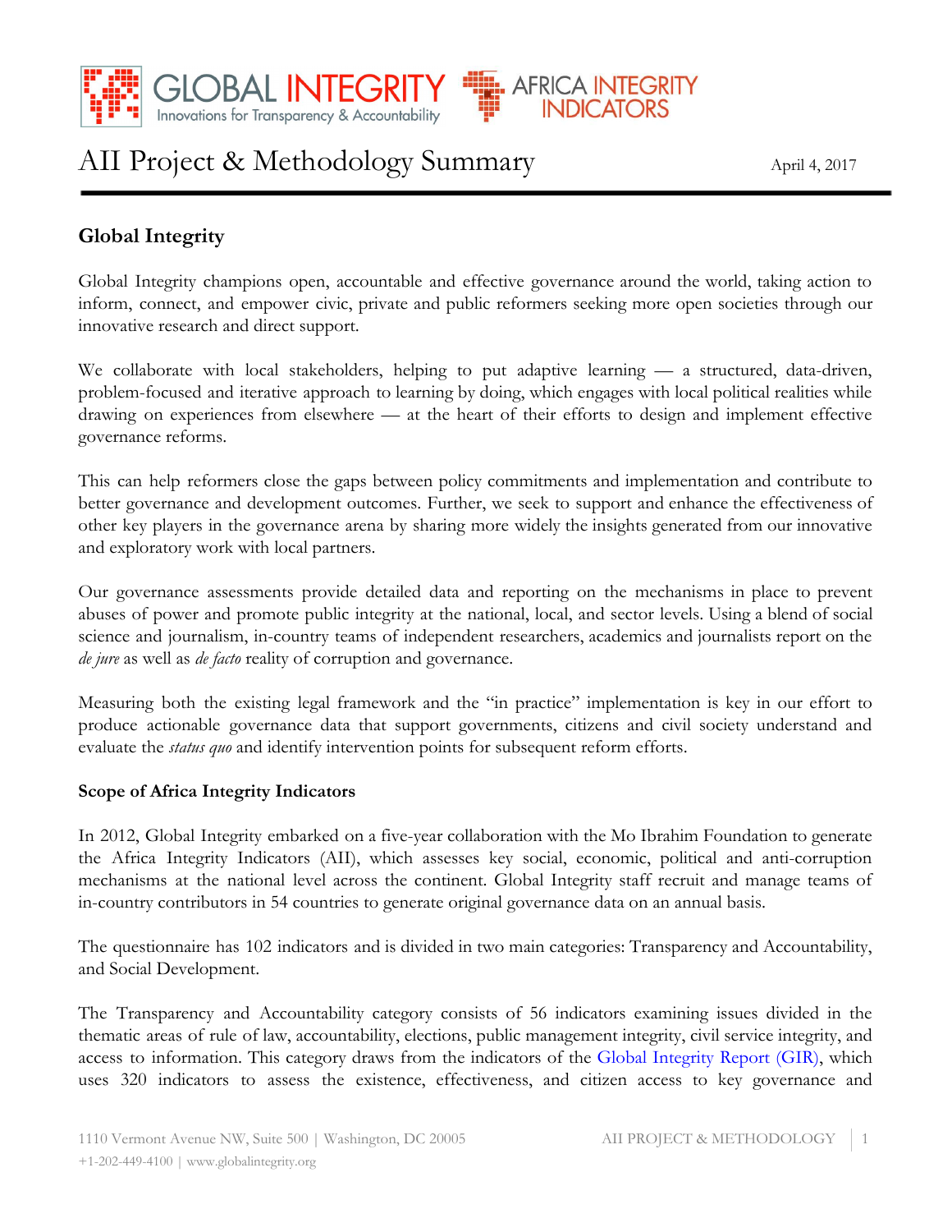# AII Project & Methodology Summary

April 4, 2017

## Global Integrity

Global Integrity champions open, accountable and effective governance around the world, taking action to inform, connect, and empower civic, private and public reformers seeking more open societies through our innovative research and direct support.

We collaborate with local stakeholders, helping to put adaptive learning — a structured, data-driven, problem-focused and iterative approach to learning by doing, which engages with local political realities while drawing on experiences from elsewhere — at the heart of their efforts to design and implement effective governance reforms.

This can help reformers close the gaps between policy commitments and implementation and contribute to better governance and development outcomes. Further, we seek to support and enhance the effectiveness of other key players in the governance arena by sharing more widely the insights generated from our innovative and exploratory work with local partners.

Our governance assessments provide detailed data and reporting on the mechanisms in place to prevent abuses of power and promote public integrity at the national, local, and sector levels. Using a blend of social science and journalism, in-country teams of independent researchers, academics and journalists report on the *de jure* as well as *de facto* reality of corruption and governance.

Measuring both the existing legal framework and the "in practice" implementation is key in our effort to produce actionable governance data that support governments, citizens and civil society understand and evaluate the *status quo* and identify intervention points for subsequent reform efforts.

### Scope of Africa Integrity Indicators

In 2012, Global Integrity embarked on a five-year collaboration with the Mo Ibrahim Foundation to generate the Africa Integrity Indicators (AII), which assesses key social, economic, political and anti-corruption mechanisms at the national level across the continent. Global Integrity staff recruit and manage teams of in-country contributors in 54 countries to generate original governance data on an annual basis.

The questionnaire has 102 indicators and is divided in two main categories: Transparency and Accountability, and Social Development.

The Transparency and Accountability category consists of 56 indicators examining issues divided in the thematic areas of rule of law, accountability, elections, public management integrity, civil service integrity, and access to information. This category draws from the indicators of the Global Integrity Report (GIR), which uses 320 indicators to assess the existence, effectiveness, and citizen access to key governance and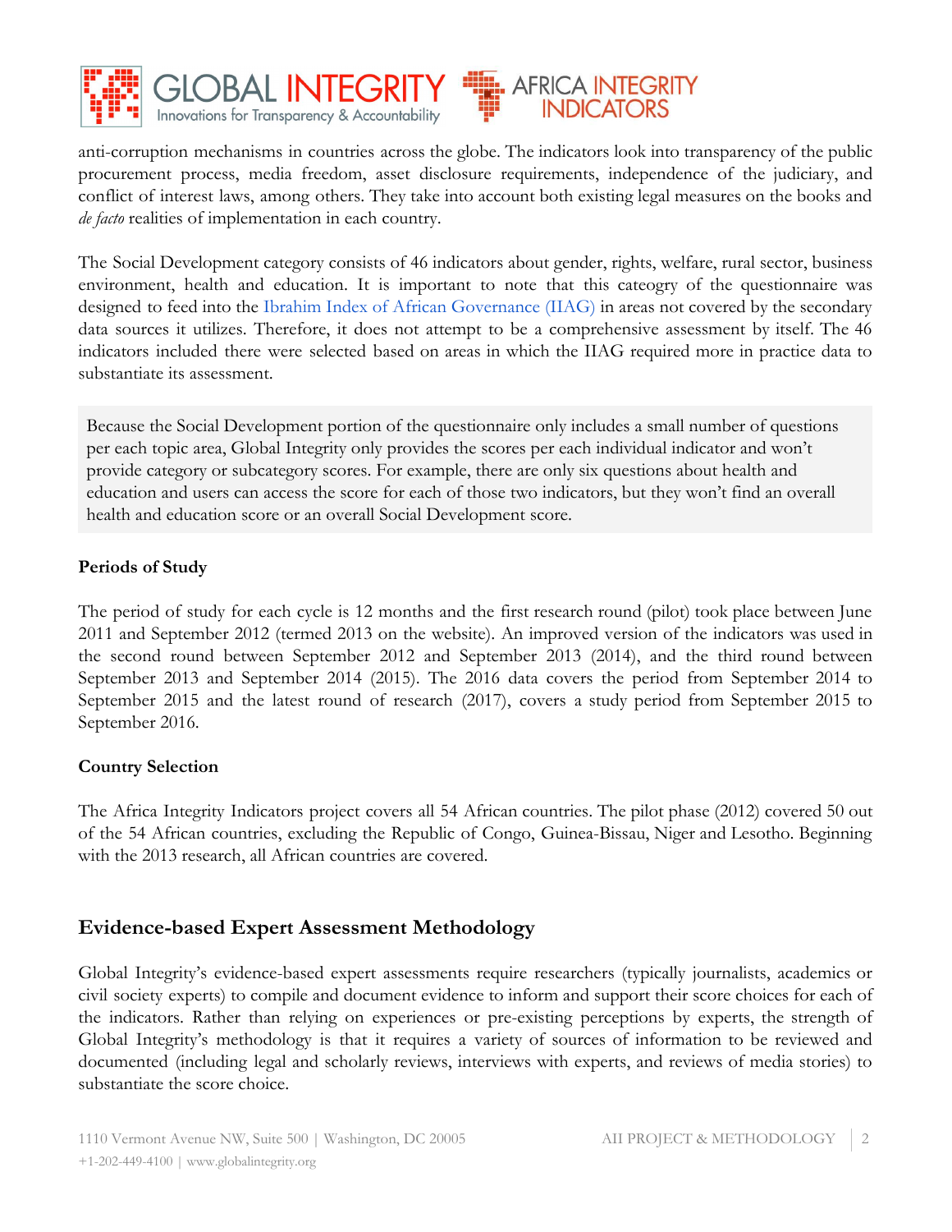anti-corruption mechanisms in countries across the globe. The indicators look into transparency of the public procurement process, media freedom, asset disclosure requirements, independence of the judiciary, and conflict of interest laws, among others. They take into account both existing legal measures on the books and *de facto* realities of implementation in each country.

The Social Development category consists of 46 indicators about gender, rights, welfare, rural sector, business environment, health and education. It is important to note that this cateogry of the questionnaire was designed to feed into the Ibrahim Index of African Governance (IIAG) in areas not covered by the secondary data sources it utilizes. Therefore, it does not attempt to be a comprehensive assessment by itself. The 46 indicators included there were selected based on areas in which the IIAG required more in practice data to substantiate its assessment.

> Because the Social Development portion of the questionnaire only includes a small number of questions per each topic area, Global Integrity only provides the scores per each individual indicator and won't provide category or subcategory scores. For example, there are only six questions about health and education and users can access the score for each of those two indicators, but they won't find an overall health and education score or an overall Social Development score.

**Periods of Study**

The period of study for each cycle is 12 months and the first research round (pilot) took place between June 2011 and September 2012 (termed 2013 on the website). An improved version of the indicators was used in the second round between September 2012 and September 2013 (2014), and the third round between September 2013 and September 2014 (2015). The 2016 data covers the period from September 2014 to September 2015 and the latest round of research (2017), covers a study period from September 2015 to September 2016.

**Country Selection**

The Africa Integrity Indicators project covers all 54 African countries. The pilot phase (2012) covered 50 out of the 54 African countries, excluding the Republic of Congo, Guinea-Bissau, Niger and Lesotho. Beginning with the 2013 research, all African countries are covered.

## Evidence-based Expert Assessment Methodology

Global Integrity's evidence-based expert assessments require researchers (typically journalists, academics or civil society experts) to compile and document evidence to inform and support their score choices for each of the indicators. Rather than relying on experiences or pre-existing perceptions by experts, the strength of Global Integrity's methodology is that it requires a variety of sources of information to be reviewed and documented (including legal and scholarly reviews, interviews with experts, and reviews of media stories) to substantiate the score choice.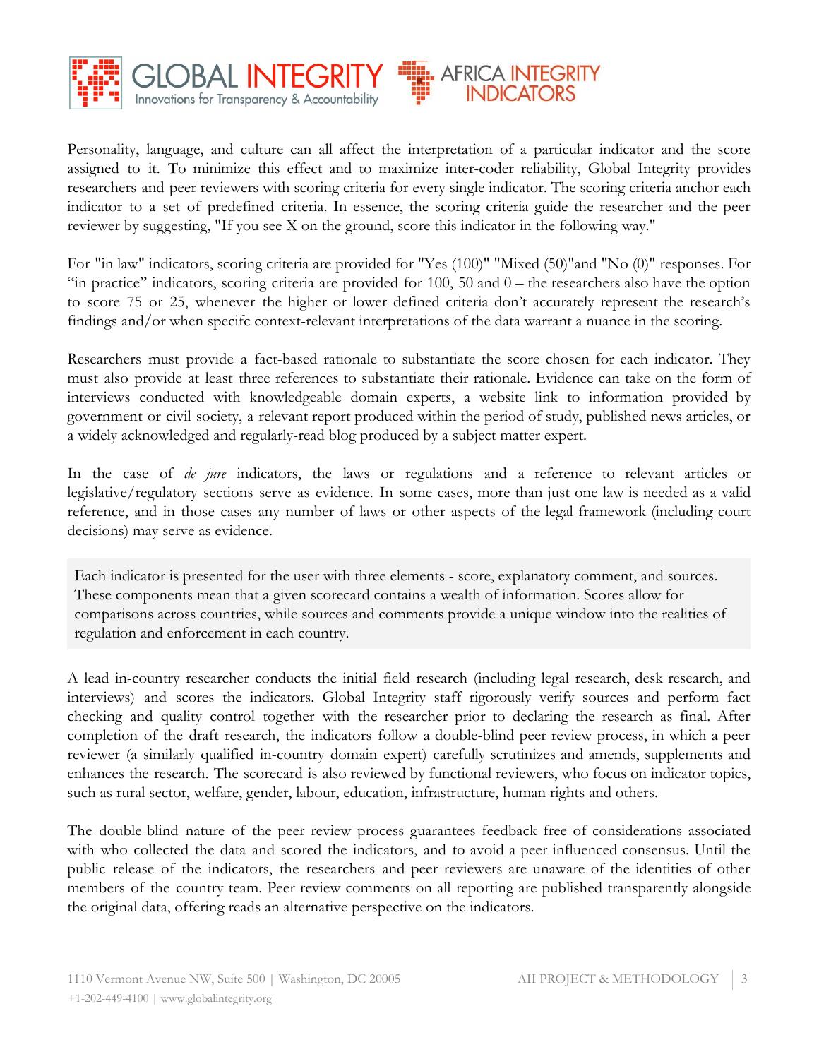Personality, language, and culture can all affect the interpretation of a particular indicator and the score assigned to it. To minimize this effect and to maximize inter-coder reliability, Global Integrity provides researchers and peer reviewers with scoring criteria for every single indicator. The scoring criteria anchor each indicator to a set of predefined criteria. In essence, the scoring criteria guide the researcher and the peer reviewer by suggesting, "If you see X on the ground, score this indicator in the following way."

For "in law" indicators, scoring criteria are provided for "Yes (100)" "Mixed (50)"and "No (0)" responses. For "in practice" indicators, scoring criteria are provided for 100, 50 and 0 – the researchers also have the option to score 75 or 25, whenever the higher or lower defined criteria don't accurately represent the research's findings and/or when specifc context-relevant interpretations of the data warrant a nuance in the scoring.

Researchers must provide a fact-based rationale to substantiate the score chosen for each indicator. They must also provide at least three references to substantiate their rationale. Evidence can take on the form of interviews conducted with knowledgeable domain experts, a website link to information provided by government or civil society, a relevant report produced within the period of study, published news articles, or a widely acknowledged and regularly-read blog produced by a subject matter expert.

In the case of *de jure* indicators, the laws or regulations and a reference to relevant articles or legislative/regulatory sections serve as evidence. In some cases, more than just one law is needed as a valid reference, and in those cases any number of laws or other aspects of the legal framework (including court decisions) may serve as evidence.

> Each indicator is presented for the user with three elements - score, explanatory comment, and sources. These components mean that a given scorecard contains a wealth of information. Scores allow for comparisons across countries, while sources and comments provide a unique window into the realities of regulation and enforcement in each country.

A lead in-country researcher conducts the initial field research (including legal research, desk research, and interviews) and scores the indicators. Global Integrity staff rigorously verify sources and perform fact checking and quality control together with the researcher prior to declaring the research as final. After completion of the draft research, the indicators follow a double-blind peer review process, in which a peer reviewer (a similarly qualified in-country domain expert) carefully scrutinizes and amends, supplements and enhances the research. The scorecard is also reviewed by functional reviewers, who focus on indicator topics, such as rural sector, welfare, gender, labour, education, infrastructure, human rights and others.

The double-blind nature of the peer review process guarantees feedback free of considerations associated with who collected the data and scored the indicators, and to avoid a peer-influenced consensus. Until the public release of the indicators, the researchers and peer reviewers are unaware of the identities of other members of the country team. Peer review comments on all reporting are published transparently alongside the original data, offering reads an alternative perspective on the indicators.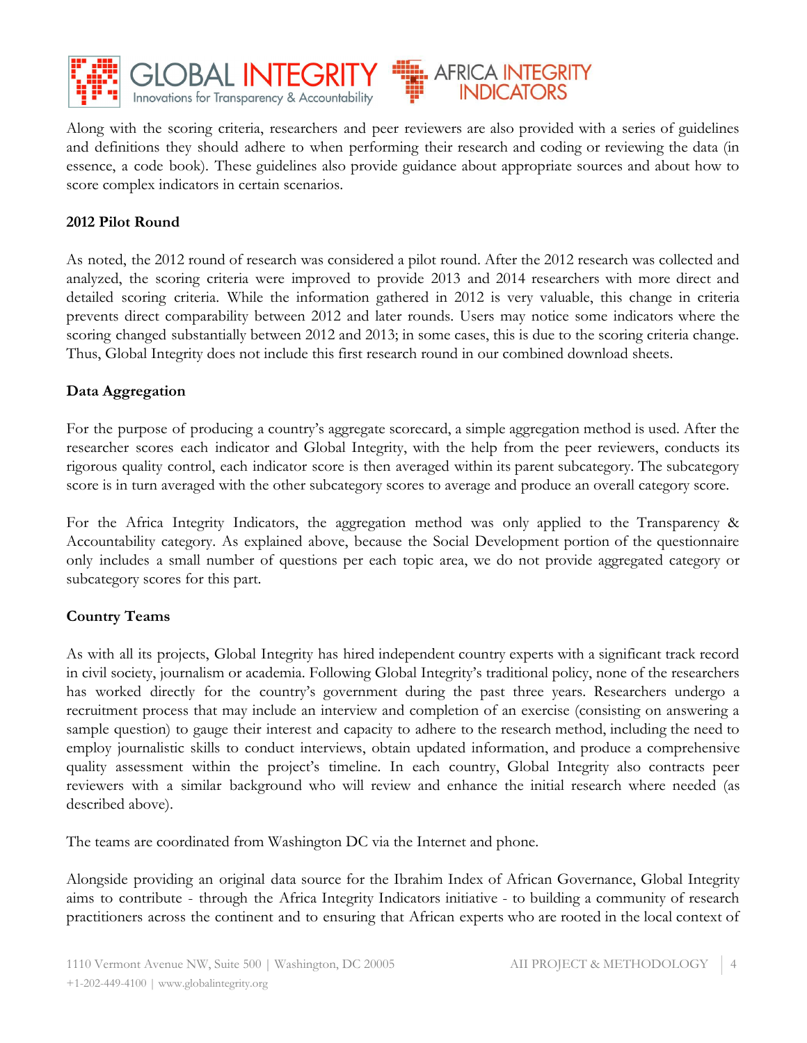Along with the scoring criteria, researchers and peer reviewers are also provided with a series of guidelines and definitions they should adhere to when performing their research and coding or reviewing the data (in essence, a code book). These guidelines also provide guidance about appropriate sources and about how to score complex indicators in certain scenarios.

**2012 Pilot Round**

As noted, the 2012 round of research was considered a pilot round. After the 2012 research was collected and analyzed, the scoring criteria were improved to provide 2013 and 2014 researchers with more direct and detailed scoring criteria. While the information gathered in 2012 is very valuable, this change in criteria prevents direct comparability between 2012 and later rounds. Users may notice some indicators where the scoring changed substantially between 2012 and 2013; in some cases, this is due to the scoring criteria change. Thus, Global Integrity does not include this first research round in our combined download sheets.

**Data Aggregation**

For the purpose of producing a country's aggregate scorecard, a simple aggregation method is used. After the researcher scores each indicator and Global Integrity, with the help from the peer reviewers, conducts its rigorous quality control, each indicator score is then averaged within its parent subcategory. The subcategory score is in turn averaged with the other subcategory scores to average and produce an overall category score.

For the Africa Integrity Indicators, the aggregation method was only applied to the Transparency & Accountability category. As explained above, because the Social Development portion of the questionnaire only includes a small number of questions per each topic area, we do not provide aggregated category or subcategory scores for this part.

**Country Teams**

As with all its projects, Global Integrity has hired independent country experts with a significant track record in civil society, journalism or academia. Following Global Integrity's traditional policy, none of the researchers has worked directly for the country's government during the past three years. Researchers undergo a recruitment process that may include an interview and completion of an exercise (consisting on answering a sample question) to gauge their interest and capacity to adhere to the research method, including the need to employ journalistic skills to conduct interviews, obtain updated information, and produce a comprehensive quality assessment within the project's timeline. In each country, Global Integrity also contracts peer reviewers with a similar background who will review and enhance the initial research where needed (as described above).

The teams are coordinated from Washington DC via the Internet and phone.

Alongside providing an original data source for the Ibrahim Index of African Governance, Global Integrity aims to contribute - through the Africa Integrity Indicators initiative - to building a community of research practitioners across the continent and to ensuring that African experts who are rooted in the local context of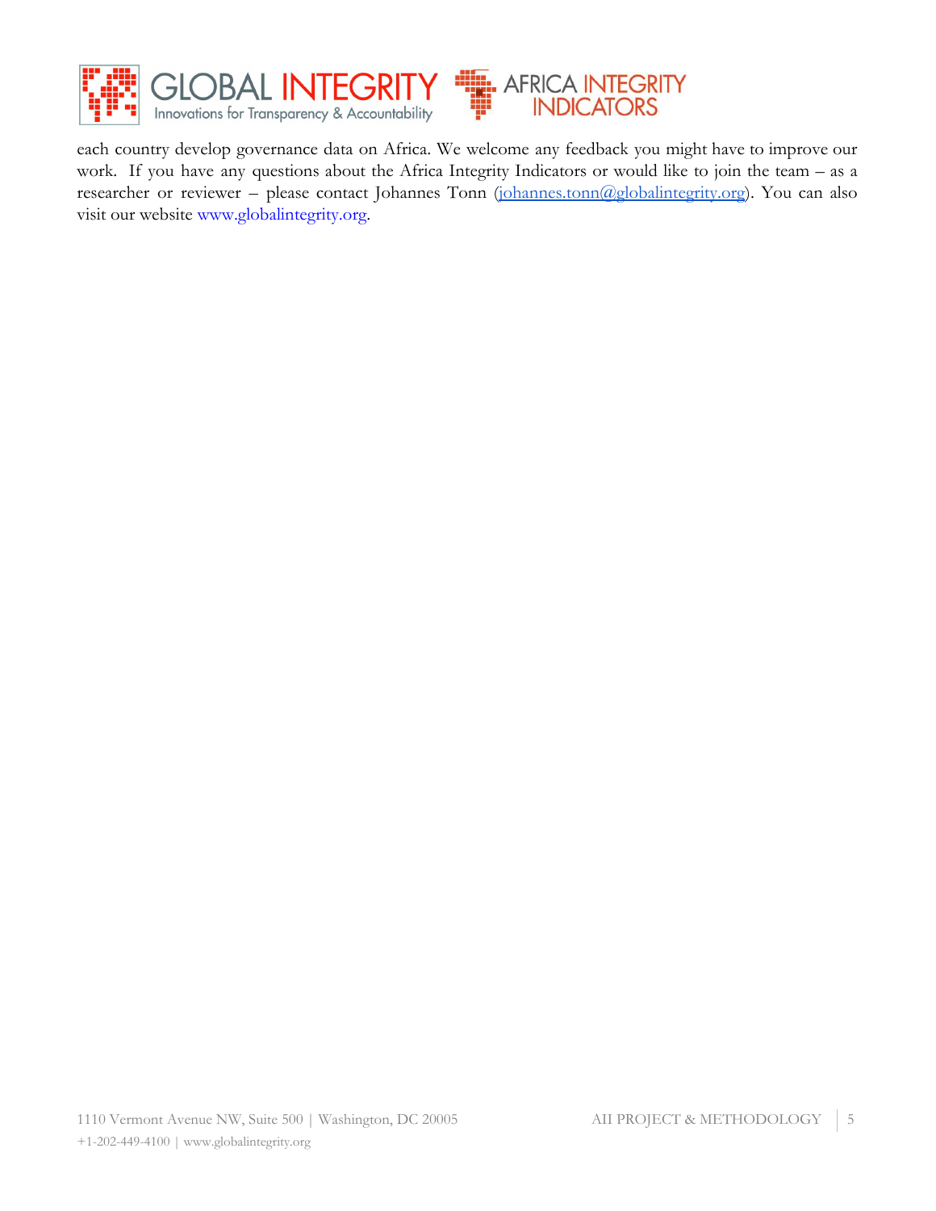each country develop governance data on Africa. We welcome any feedback you might have to improve our work. If you have any questions about the Africa Integrity Indicators or would like to join the team – as a researcher or reviewer – please contact Johannes Tonn (johannes.tonn@globalintegrity.org). You can also visit our website www.globalintegrity.org.